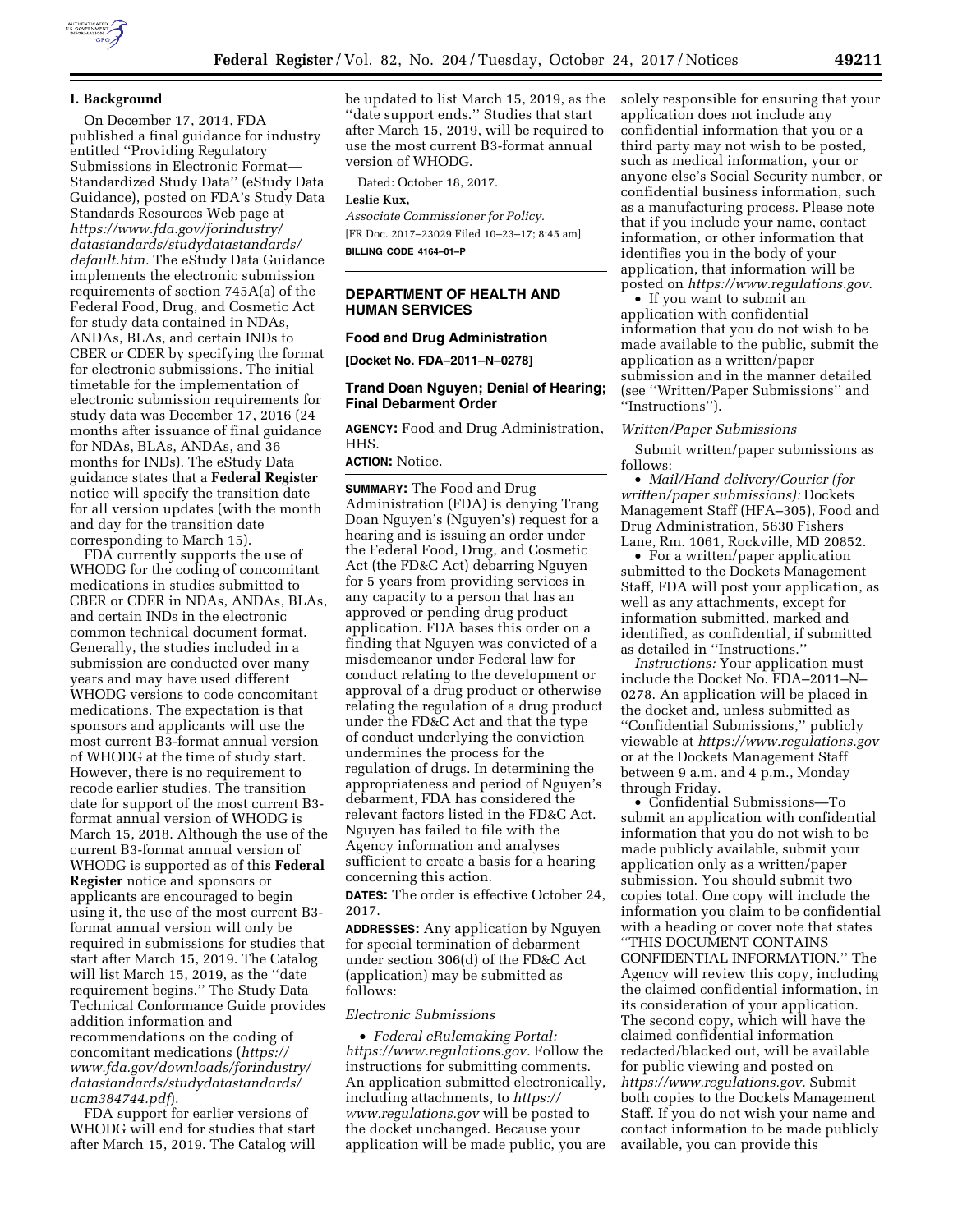## I. Background

On December 17, 2014, FDA published a final guidance for industry entitled ''Providing Regulatory Submissions in Electronic Format—Standardized Study Data'' (eStudy Data Guidance), posted on FDA's Study Data Standards Resources Web page at *https://www.fda.gov/forindustry/datastandards/studydatastandards/default.htm.* The eStudy Data Guidance implements the electronic submission requirements of section 745A(a) of the Federal Food, Drug, and Cosmetic Act for study data contained in NDAs, ANDAs, BLAs, and certain INDs to CBER or CDER by specifying the format for electronic submissions. The initial timetable for the implementation of electronic submission requirements for study data was December 17, 2016 (24 months after issuance of final guidance for NDAs, BLAs, ANDAs, and 36 months for INDs). The eStudy Data guidance states that a **Federal Register** notice will specify the transition date for all version updates (with the month and day for the transition date corresponding to March 15).

FDA currently supports the use of WHODG for the coding of concomitant medications in studies submitted to CBER or CDER in NDAs, ANDAs, BLAs, and certain INDs in the electronic common technical document format. Generally, the studies included in a submission are conducted over many years and may have used different WHODG versions to code concomitant medications. The expectation is that sponsors and applicants will use the most current B3-format annual version of WHODG at the time of study start. However, there is no requirement to recode earlier studies. The transition date for support of the most current B3-format annual version of WHODG is March 15, 2018. Although the use of the current B3-format annual version of WHODG is supported as of this **Federal Register** notice and sponsors or applicants are encouraged to begin using it, the use of the most current B3-format annual version will only be required in submissions for studies that start after March 15, 2019. The Catalog will list March 15, 2019, as the ''date requirement begins.'' The Study Data Technical Conformance Guide provides addition information and recommendations on the coding of concomitant medications (*https://www.fda.gov/downloads/forindustry/datastandards/studydatastandards/ucm384744.pdf*).

FDA support for earlier versions of WHODG will end for studies that start after March 15, 2019. The Catalog will be updated to list March 15, 2019, as the ''date support ends.'' Studies that start after March 15, 2019, will be required to use the most current B3-format annual version of WHODG.

Dated: October 18, 2017.

**Leslie Kux,**

*Associate Commissioner for Policy.*

[FR Doc. 2017–23029 Filed 10–23–17; 8:45 am]

**BILLING CODE 4164–01–P**

---

## DEPARTMENT OF HEALTH AND HUMAN SERVICES

### Food and Drug Administration

**[Docket No. FDA–2011–N–0278]**

### Trand Doan Nguyen; Denial of Hearing; Final Debarment Order

**AGENCY:** Food and Drug Administration, HHS.

**ACTION:** Notice.

**SUMMARY:** The Food and Drug Administration (FDA) is denying Trang Doan Nguyen's (Nguyen's) request for a hearing and is issuing an order under the Federal Food, Drug, and Cosmetic Act (the FD&C Act) debarring Nguyen for 5 years from providing services in any capacity to a person that has an approved or pending drug product application. FDA bases this order on a finding that Nguyen was convicted of a misdemeanor under Federal law for conduct relating to the development or approval of a drug product or otherwise relating the regulation of a drug product under the FD&C Act and that the type of conduct underlying the conviction undermines the process for the regulation of drugs. In determining the appropriateness and period of Nguyen's debarment, FDA has considered the relevant factors listed in the FD&C Act. Nguyen has failed to file with the Agency information and analyses sufficient to create a basis for a hearing concerning this action.

**DATES:** The order is effective October 24, 2017.

**ADDRESSES:** Any application by Nguyen for special termination of debarment under section 306(d) of the FD&C Act (application) may be submitted as follows:

*Electronic Submissions*

- *Federal eRulemaking Portal: https://www.regulations.gov.* Follow the instructions for submitting comments. An application submitted electronically, including attachments, to *https://www.regulations.gov* will be posted to the docket unchanged. Because your application will be made public, you are solely responsible for ensuring that your application does not include any confidential information that you or a third party may not wish to be posted, such as medical information, your or anyone else's Social Security number, or confidential business information, such as a manufacturing process. Please note that if you include your name, contact information, or other information that identifies you in the body of your application, that information will be posted on *https://www.regulations.gov.*
- If you want to submit an application with confidential information that you do not wish to be made available to the public, submit the application as a written/paper submission and in the manner detailed (see ''Written/Paper Submissions'' and ''Instructions'').

*Written/Paper Submissions*

Submit written/paper submissions as follows:

- *Mail/Hand delivery/Courier (for written/paper submissions):* Dockets Management Staff (HFA–305), Food and Drug Administration, 5630 Fishers Lane, Rm. 1061, Rockville, MD 20852.
- For a written/paper application submitted to the Dockets Management Staff, FDA will post your application, as well as any attachments, except for information submitted, marked and identified, as confidential, if submitted as detailed in ''Instructions.''

*Instructions:* Your application must include the Docket No. FDA–2011–N–0278. An application will be placed in the docket and, unless submitted as ''Confidential Submissions,'' publicly viewable at *https://www.regulations.gov* or at the Dockets Management Staff between 9 a.m. and 4 p.m., Monday through Friday.

- Confidential Submissions—To submit an application with confidential information that you do not wish to be made publicly available, submit your application only as a written/paper submission. You should submit two copies total. One copy will include the information you claim to be confidential with a heading or cover note that states ''THIS DOCUMENT CONTAINS CONFIDENTIAL INFORMATION.'' The Agency will review this copy, including the claimed confidential information, in its consideration of your application. The second copy, which will have the claimed confidential information redacted/blacked out, will be available for public viewing and posted on *https://www.regulations.gov.* Submit both copies to the Dockets Management Staff. If you do not wish your name and contact information to be made publicly available, you can provide this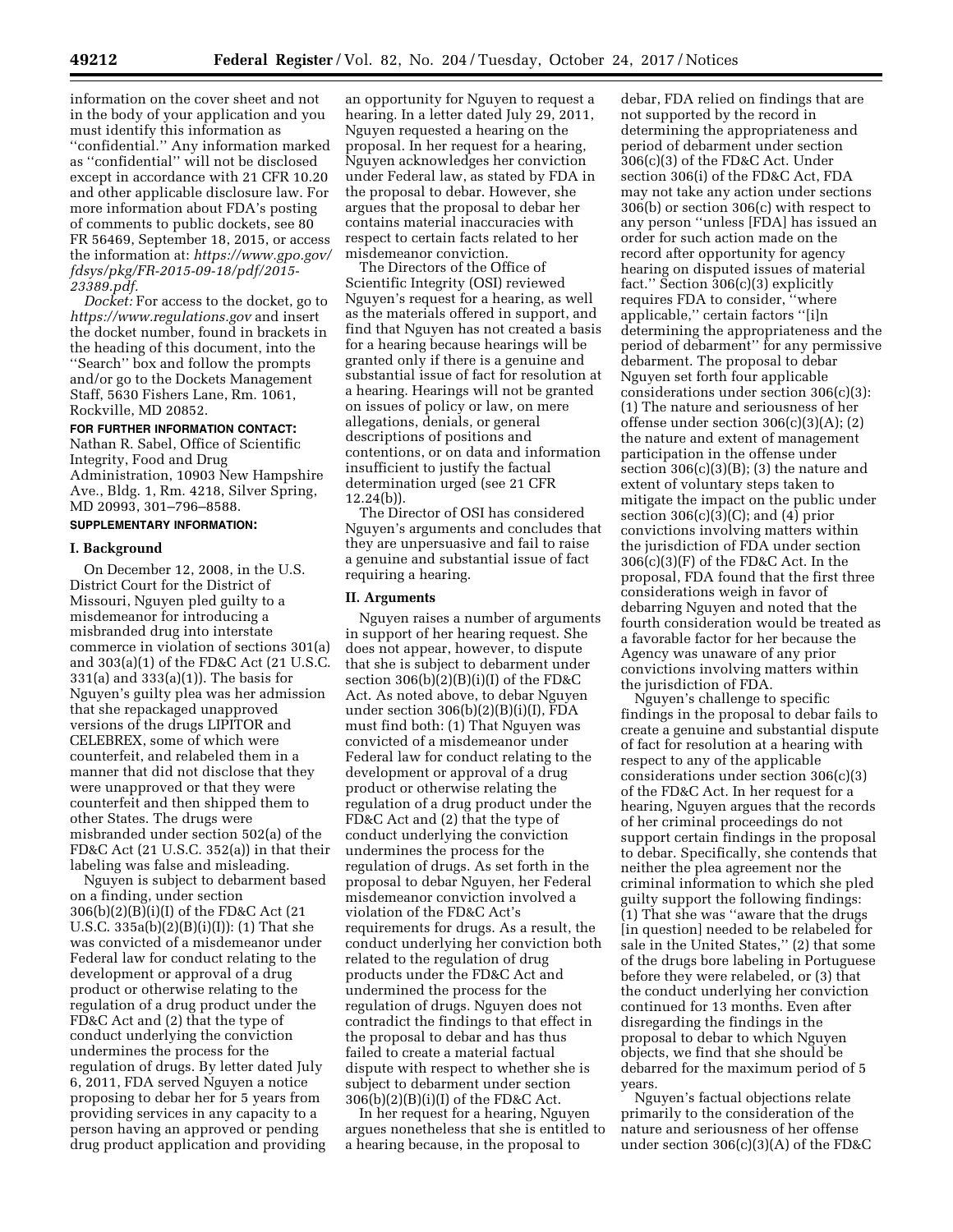information on the cover sheet and not in the body of your application and you must identify this information as "confidential." Any information marked as "confidential" will not be disclosed except in accordance with 21 CFR 10.20 and other applicable disclosure law. For more information about FDA's posting of comments to public dockets, see 80 FR 56469, September 18, 2015, or access the information at: *https://www.gpo.gov/fdsys/pkg/FR-2015-09-18/pdf/2015-23389.pdf.*

*Docket:* For access to the docket, go to *https://www.regulations.gov* and insert the docket number, found in brackets in the heading of this document, into the "Search" box and follow the prompts and/or go to the Dockets Management Staff, 5630 Fishers Lane, Rm. 1061, Rockville, MD 20852.

**FOR FURTHER INFORMATION CONTACT:** Nathan R. Sabel, Office of Scientific Integrity, Food and Drug Administration, 10903 New Hampshire Ave., Bldg. 1, Rm. 4218, Silver Spring, MD 20993, 301–796–8588.

**SUPPLEMENTARY INFORMATION:**

## I. Background

On December 12, 2008, in the U.S. District Court for the District of Missouri, Nguyen pled guilty to a misdemeanor for introducing a misbranded drug into interstate commerce in violation of sections 301(a) and 303(a)(1) of the FD&C Act (21 U.S.C. 331(a) and 333(a)(1)). The basis for Nguyen's guilty plea was her admission that she repackaged unapproved versions of the drugs LIPITOR and CELEBREX, some of which were counterfeit, and relabeled them in a manner that did not disclose that they were unapproved or that they were counterfeit and then shipped them to other States. The drugs were misbranded under section 502(a) of the FD&C Act (21 U.S.C. 352(a)) in that their labeling was false and misleading.

Nguyen is subject to debarment based on a finding, under section 306(b)(2)(B)(i)(I) of the FD&C Act (21 U.S.C. 335a(b)(2)(B)(i)(I)): (1) That she was convicted of a misdemeanor under Federal law for conduct relating to the development or approval of a drug product or otherwise relating to the regulation of a drug product under the FD&C Act and (2) that the type of conduct underlying the conviction undermines the process for the regulation of drugs. By letter dated July 6, 2011, FDA served Nguyen a notice proposing to debar her for 5 years from providing services in any capacity to a person having an approved or pending drug product application and providing an opportunity for Nguyen to request a hearing. In a letter dated July 29, 2011, Nguyen requested a hearing on the proposal. In her request for a hearing, Nguyen acknowledges her conviction under Federal law, as stated by FDA in the proposal to debar. However, she argues that the proposal to debar her contains material inaccuracies with respect to certain facts related to her misdemeanor conviction.

The Directors of the Office of Scientific Integrity (OSI) reviewed Nguyen's request for a hearing, as well as the materials offered in support, and find that Nguyen has not created a basis for a hearing because hearings will be granted only if there is a genuine and substantial issue of fact for resolution at a hearing. Hearings will not be granted on issues of policy or law, on mere allegations, denials, or general descriptions of positions and contentions, or on data and information insufficient to justify the factual determination urged (see 21 CFR 12.24(b)).

The Director of OSI has considered Nguyen's arguments and concludes that they are unpersuasive and fail to raise a genuine and substantial issue of fact requiring a hearing.

## II. Arguments

Nguyen raises a number of arguments in support of her hearing request. She does not appear, however, to dispute that she is subject to debarment under section 306(b)(2)(B)(i)(I) of the FD&C Act. As noted above, to debar Nguyen under section 306(b)(2)(B)(i)(I), FDA must find both: (1) That Nguyen was convicted of a misdemeanor under Federal law for conduct relating to the development or approval of a drug product or otherwise relating the regulation of a drug product under the FD&C Act and (2) that the type of conduct underlying the conviction undermines the process for the regulation of drugs. As set forth in the proposal to debar Nguyen, her Federal misdemeanor conviction involved a violation of the FD&C Act's requirements for drugs. As a result, the conduct underlying her conviction both related to the regulation of drug products under the FD&C Act and undermined the process for the regulation of drugs. Nguyen does not contradict the findings to that effect in the proposal to debar and has thus failed to create a material factual dispute with respect to whether she is subject to debarment under section 306(b)(2)(B)(i)(I) of the FD&C Act.

In her request for a hearing, Nguyen argues nonetheless that she is entitled to a hearing because, in the proposal to debar, FDA relied on findings that are not supported by the record in determining the appropriateness and period of debarment under section 306(c)(3) of the FD&C Act. Under section 306(i) of the FD&C Act, FDA may not take any action under sections 306(b) or section 306(c) with respect to any person "unless [FDA] has issued an order for such action made on the record after opportunity for agency hearing on disputed issues of material fact." Section 306(c)(3) explicitly requires FDA to consider, "where applicable," certain factors "[i]n determining the appropriateness and the period of debarment" for any permissive debarment. The proposal to debar Nguyen set forth four applicable considerations under section 306(c)(3): (1) The nature and seriousness of her offense under section 306(c)(3)(A); (2) the nature and extent of management participation in the offense under section 306(c)(3)(B); (3) the nature and extent of voluntary steps taken to mitigate the impact on the public under section 306(c)(3)(C); and (4) prior convictions involving matters within the jurisdiction of FDA under section 306(c)(3)(F) of the FD&C Act. In the proposal, FDA found that the first three considerations weigh in favor of debarring Nguyen and noted that the fourth consideration would be treated as a favorable factor for her because the Agency was unaware of any prior convictions involving matters within the jurisdiction of FDA.

Nguyen's challenge to specific findings in the proposal to debar fails to create a genuine and substantial dispute of fact for resolution at a hearing with respect to any of the applicable considerations under section 306(c)(3) of the FD&C Act. In her request for a hearing, Nguyen argues that the records of her criminal proceedings do not support certain findings in the proposal to debar. Specifically, she contends that neither the plea agreement nor the criminal information to which she pled guilty support the following findings: (1) That she was "aware that the drugs [in question] needed to be relabeled for sale in the United States," (2) that some of the drugs bore labeling in Portuguese before they were relabeled, or (3) that the conduct underlying her conviction continued for 13 months. Even after disregarding the findings in the proposal to debar to which Nguyen objects, we find that she should be debarred for the maximum period of 5 years.

Nguyen's factual objections relate primarily to the consideration of the nature and seriousness of her offense under section 306(c)(3)(A) of the FD&C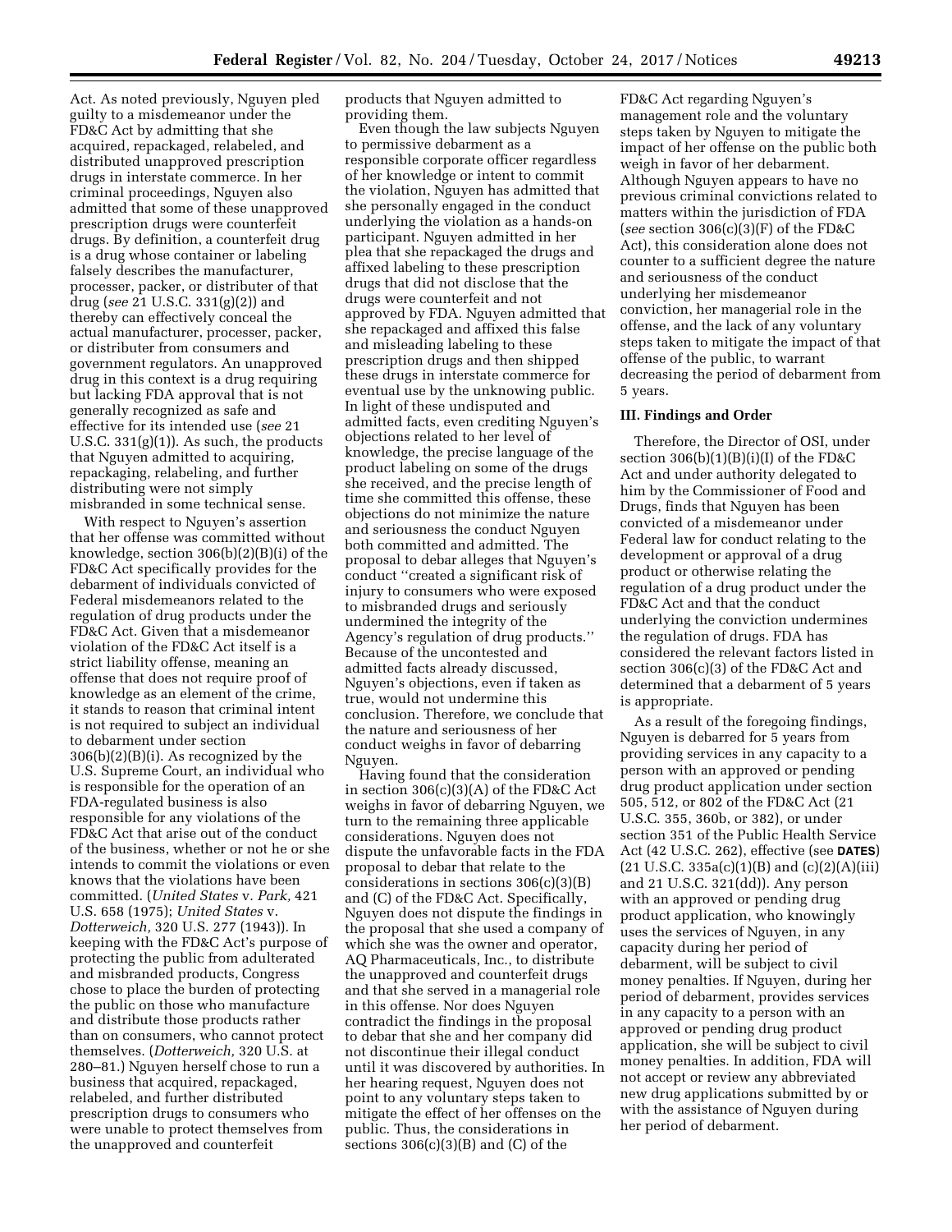Act. As noted previously, Nguyen pled guilty to a misdemeanor under the FD&C Act by admitting that she acquired, repackaged, relabeled, and distributed unapproved prescription drugs in interstate commerce. In her criminal proceedings, Nguyen also admitted that some of these unapproved prescription drugs were counterfeit drugs. By definition, a counterfeit drug is a drug whose container or labeling falsely describes the manufacturer, processer, packer, or distributer of that drug (*see* 21 U.S.C. 331(g)(2)) and thereby can effectively conceal the actual manufacturer, processer, packer, or distributer from consumers and government regulators. An unapproved drug in this context is a drug requiring but lacking FDA approval that is not generally recognized as safe and effective for its intended use (*see* 21 U.S.C. 331(g)(1)). As such, the products that Nguyen admitted to acquiring, repackaging, relabeling, and further distributing were not simply misbranded in some technical sense.

With respect to Nguyen's assertion that her offense was committed without knowledge, section 306(b)(2)(B)(i) of the FD&C Act specifically provides for the debarment of individuals convicted of Federal misdemeanors related to the regulation of drug products under the FD&C Act. Given that a misdemeanor violation of the FD&C Act itself is a strict liability offense, meaning an offense that does not require proof of knowledge as an element of the crime, it stands to reason that criminal intent is not required to subject an individual to debarment under section 306(b)(2)(B)(i). As recognized by the U.S. Supreme Court, an individual who is responsible for the operation of an FDA-regulated business is also responsible for any violations of the FD&C Act that arise out of the conduct of the business, whether or not he or she intends to commit the violations or even knows that the violations have been committed. (*United States* v. *Park,* 421 U.S. 658 (1975); *United States* v. *Dotterweich,* 320 U.S. 277 (1943)). In keeping with the FD&C Act's purpose of protecting the public from adulterated and misbranded products, Congress chose to place the burden of protecting the public on those who manufacture and distribute those products rather than on consumers, who cannot protect themselves. (*Dotterweich,* 320 U.S. at 280–81.) Nguyen herself chose to run a business that acquired, repackaged, relabeled, and further distributed prescription drugs to consumers who were unable to protect themselves from the unapproved and counterfeit products that Nguyen admitted to providing them.

Even though the law subjects Nguyen to permissive debarment as a responsible corporate officer regardless of her knowledge or intent to commit the violation, Nguyen has admitted that she personally engaged in the conduct underlying the violation as a hands-on participant. Nguyen admitted in her plea that she repackaged the drugs and affixed labeling to these prescription drugs that did not disclose that the drugs were counterfeit and not approved by FDA. Nguyen admitted that she repackaged and affixed this false and misleading labeling to these prescription drugs and then shipped these drugs in interstate commerce for eventual use by the unknowing public. In light of these undisputed and admitted facts, even crediting Nguyen's objections related to her level of knowledge, the precise language of the product labeling on some of the drugs she received, and the precise length of time she committed this offense, these objections do not minimize the nature and seriousness the conduct Nguyen both committed and admitted. The proposal to debar alleges that Nguyen's conduct ''created a significant risk of injury to consumers who were exposed to misbranded drugs and seriously undermined the integrity of the Agency's regulation of drug products.'' Because of the uncontested and admitted facts already discussed, Nguyen's objections, even if taken as true, would not undermine this conclusion. Therefore, we conclude that the nature and seriousness of her conduct weighs in favor of debarring Nguyen.

Having found that the consideration in section 306(c)(3)(A) of the FD&C Act weighs in favor of debarring Nguyen, we turn to the remaining three applicable considerations. Nguyen does not dispute the unfavorable facts in the FDA proposal to debar that relate to the considerations in sections 306(c)(3)(B) and (C) of the FD&C Act. Specifically, Nguyen does not dispute the findings in the proposal that she used a company of which she was the owner and operator, AQ Pharmaceuticals, Inc., to distribute the unapproved and counterfeit drugs and that she served in a managerial role in this offense. Nor does Nguyen contradict the findings in the proposal to debar that she and her company did not discontinue their illegal conduct until it was discovered by authorities. In her hearing request, Nguyen does not point to any voluntary steps taken to mitigate the effect of her offenses on the public. Thus, the considerations in sections 306(c)(3)(B) and (C) of the FD&C Act regarding Nguyen's management role and the voluntary steps taken by Nguyen to mitigate the impact of her offense on the public both weigh in favor of her debarment. Although Nguyen appears to have no previous criminal convictions related to matters within the jurisdiction of FDA (*see* section 306(c)(3)(F) of the FD&C Act), this consideration alone does not counter to a sufficient degree the nature and seriousness of the conduct underlying her misdemeanor conviction, her managerial role in the offense, and the lack of any voluntary steps taken to mitigate the impact of that offense of the public, to warrant decreasing the period of debarment from 5 years.

## III. Findings and Order

Therefore, the Director of OSI, under section 306(b)(1)(B)(i)(I) of the FD&C Act and under authority delegated to him by the Commissioner of Food and Drugs, finds that Nguyen has been convicted of a misdemeanor under Federal law for conduct relating to the development or approval of a drug product or otherwise relating the regulation of a drug product under the FD&C Act and that the conduct underlying the conviction undermines the regulation of drugs. FDA has considered the relevant factors listed in section 306(c)(3) of the FD&C Act and determined that a debarment of 5 years is appropriate.

As a result of the foregoing findings, Nguyen is debarred for 5 years from providing services in any capacity to a person with an approved or pending drug product application under section 505, 512, or 802 of the FD&C Act (21 U.S.C. 355, 360b, or 382), or under section 351 of the Public Health Service Act (42 U.S.C. 262), effective (see **DATES**) (21 U.S.C. 335a(c)(1)(B) and (c)(2)(A)(iii) and 21 U.S.C. 321(dd)). Any person with an approved or pending drug product application, who knowingly uses the services of Nguyen, in any capacity during her period of debarment, will be subject to civil money penalties. If Nguyen, during her period of debarment, provides services in any capacity to a person with an approved or pending drug product application, she will be subject to civil money penalties. In addition, FDA will not accept or review any abbreviated new drug applications submitted by or with the assistance of Nguyen during her period of debarment.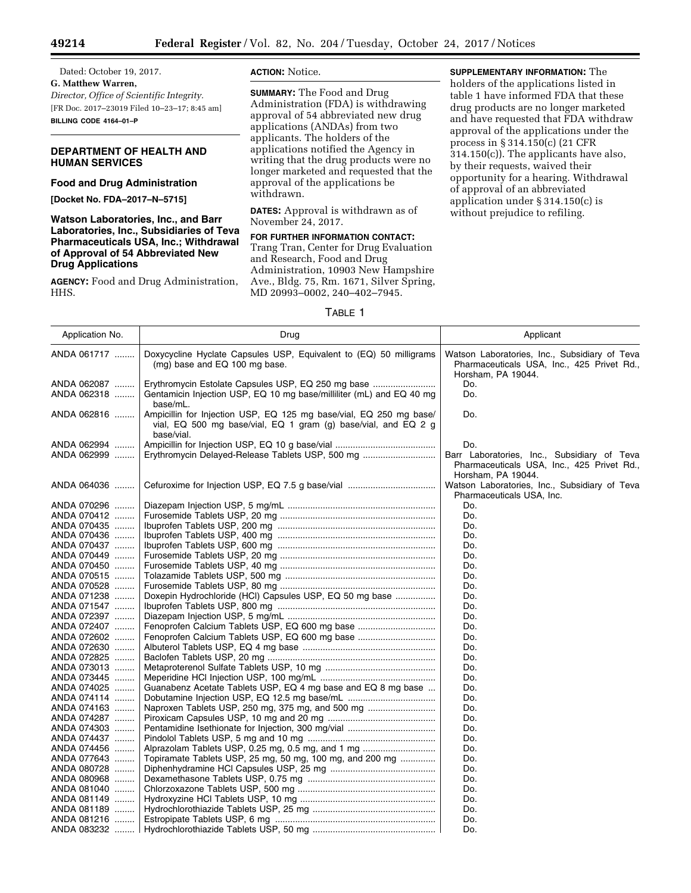Dated: October 19, 2017.

**G. Matthew Warren,**

*Director, Office of Scientific Integrity.*

[FR Doc. 2017–23019 Filed 10–23–17; 8:45 am]

**BILLING CODE 4164–01–P**

## DEPARTMENT OF HEALTH AND HUMAN SERVICES

### Food and Drug Administration

**[Docket No. FDA–2017–N–5715]**

### Watson Laboratories, Inc., and Barr Laboratories, Inc., Subsidiaries of Teva Pharmaceuticals USA, Inc.; Withdrawal of Approval of 54 Abbreviated New Drug Applications

**AGENCY:** Food and Drug Administration, HHS.

**ACTION:** Notice.

**SUMMARY:** The Food and Drug Administration (FDA) is withdrawing approval of 54 abbreviated new drug applications (ANDAs) from two applicants. The holders of the applications notified the Agency in writing that the drug products were no longer marketed and requested that the approval of the applications be withdrawn.

**DATES:** Approval is withdrawn as of November 24, 2017.

**FOR FURTHER INFORMATION CONTACT:** Trang Tran, Center for Drug Evaluation and Research, Food and Drug Administration, 10903 New Hampshire Ave., Bldg. 75, Rm. 1671, Silver Spring, MD 20993–0002, 240–402–7945.

**SUPPLEMENTARY INFORMATION:** The holders of the applications listed in table 1 have informed FDA that these drug products are no longer marketed and have requested that FDA withdraw approval of the applications under the process in § 314.150(c) (21 CFR 314.150(c)). The applicants have also, by their requests, waived their opportunity for a hearing. Withdrawal of approval of an abbreviated application under § 314.150(c) is without prejudice to refiling.

TABLE 1

| Application No. | Drug | Applicant |
|---|---|---|
| ANDA 061717 | Doxycycline Hyclate Capsules USP, Equivalent to (EQ) 50 milligrams (mg) base and EQ 100 mg base. | Watson Laboratories, Inc., Subsidiary of Teva Pharmaceuticals USA, Inc., 425 Privet Rd., Horsham, PA 19044. |
| ANDA 062087 | Erythromycin Estolate Capsules USP, EQ 250 mg base | Do. |
| ANDA 062318 | Gentamicin Injection USP, EQ 10 mg base/milliliter (mL) and EQ 40 mg base/mL. | Do. |
| ANDA 062816 | Ampicillin for Injection USP, EQ 125 mg base/vial, EQ 250 mg base/vial, EQ 500 mg base/vial, EQ 1 gram (g) base/vial, and EQ 2 g base/vial. | Do. |
| ANDA 062994 | Ampicillin for Injection USP, EQ 10 g base/vial | Do. |
| ANDA 062999 | Erythromycin Delayed-Release Tablets USP, 500 mg | Barr Laboratories, Inc., Subsidiary of Teva Pharmaceuticals USA, Inc., 425 Privet Rd., Horsham, PA 19044. |
| ANDA 064036 | Cefuroxime for Injection USP, EQ 7.5 g base/vial | Watson Laboratories, Inc., Subsidiary of Teva Pharmaceuticals USA, Inc. |
| ANDA 070296 | Diazepam Injection USP, 5 mg/mL | Do. |
| ANDA 070412 | Furosemide Tablets USP, 20 mg | Do. |
| ANDA 070435 | Ibuprofen Tablets USP, 200 mg | Do. |
| ANDA 070436 | Ibuprofen Tablets USP, 400 mg | Do. |
| ANDA 070437 | Ibuprofen Tablets USP, 600 mg | Do. |
| ANDA 070449 | Furosemide Tablets USP, 20 mg | Do. |
| ANDA 070450 | Furosemide Tablets USP, 40 mg | Do. |
| ANDA 070515 | Tolazamide Tablets USP, 500 mg | Do. |
| ANDA 070528 | Furosemide Tablets USP, 80 mg | Do. |
| ANDA 071238 | Doxepin Hydrochloride (HCl) Capsules USP, EQ 50 mg base | Do. |
| ANDA 071547 | Ibuprofen Tablets USP, 800 mg | Do. |
| ANDA 072397 | Diazepam Injection USP, 5 mg/mL | Do. |
| ANDA 072407 | Fenoprofen Calcium Tablets USP, EQ 600 mg base | Do. |
| ANDA 072602 | Fenoprofen Calcium Tablets USP, EQ 600 mg base | Do. |
| ANDA 072630 | Albuterol Tablets USP, EQ 4 mg base | Do. |
| ANDA 072825 | Baclofen Tablets USP, 20 mg | Do. |
| ANDA 073013 | Metaproterenol Sulfate Tablets USP, 10 mg | Do. |
| ANDA 073445 | Meperidine HCl Injection USP, 100 mg/mL | Do. |
| ANDA 074025 | Guanabenz Acetate Tablets USP, EQ 4 mg base and EQ 8 mg base | Do. |
| ANDA 074114 | Dobutamine Injection USP, EQ 12.5 mg base/mL | Do. |
| ANDA 074163 | Naproxen Tablets USP, 250 mg, 375 mg, and 500 mg | Do. |
| ANDA 074287 | Piroxicam Capsules USP, 10 mg and 20 mg | Do. |
| ANDA 074303 | Pentamidine Isethionate for Injection, 300 mg/vial | Do. |
| ANDA 074437 | Pindolol Tablets USP, 5 mg and 10 mg | Do. |
| ANDA 074456 | Alprazolam Tablets USP, 0.25 mg, 0.5 mg, and 1 mg | Do. |
| ANDA 077643 | Topiramate Tablets USP, 25 mg, 50 mg, 100 mg, and 200 mg | Do. |
| ANDA 080728 | Diphenhydramine HCl Capsules USP, 25 mg | Do. |
| ANDA 080968 | Dexamethasone Tablets USP, 0.75 mg | Do. |
| ANDA 081040 | Chlorzoxazone Tablets USP, 500 mg | Do. |
| ANDA 081149 | Hydroxyzine HCl Tablets USP, 10 mg | Do. |
| ANDA 081189 | Hydrochlorothiazide Tablets USP, 25 mg | Do. |
| ANDA 081216 | Estropipate Tablets USP, 6 mg | Do. |
| ANDA 083232 | Hydrochlorothiazide Tablets USP, 50 mg | Do. |